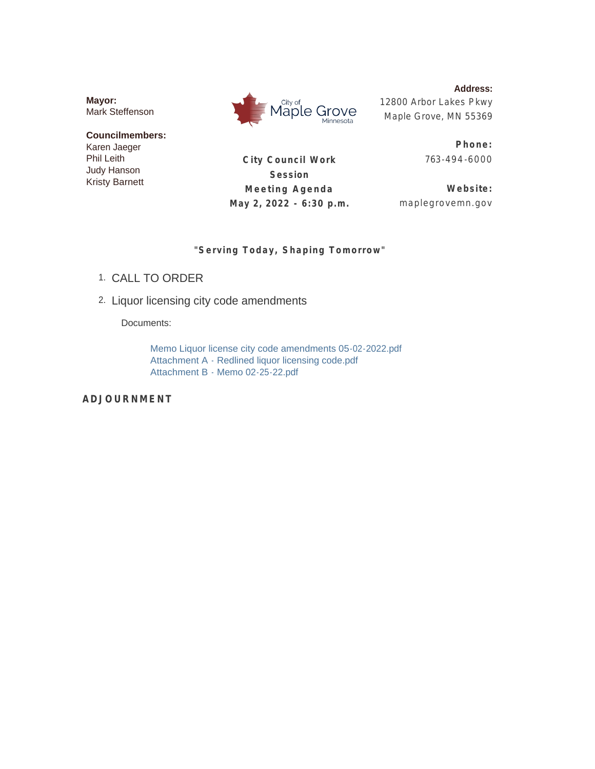**Mayor:**
Mark Steffenson

**Councilmembers:**
Karen Jaeger
Phil Leith
Judy Hanson
Kristy Barnett

City of Maple Grove Minnesota

**City Council Work Session Meeting Agenda**
**May 2, 2022 - 6:30 p.m.**

**Address:**
12800 Arbor Lakes Pkwy
Maple Grove, MN 55369

**Phone:**
763-494-6000

**Website:**
maplegrovemn.gov

**"Serving Today, Shaping Tomorrow"**

1. CALL TO ORDER
2. Liquor licensing city code amendments

   Documents:

   Memo Liquor license city code amendments 05-02-2022.pdf
   Attachment A - Redlined liquor licensing code.pdf
   Attachment B - Memo 02-25-22.pdf

**ADJOURNMENT**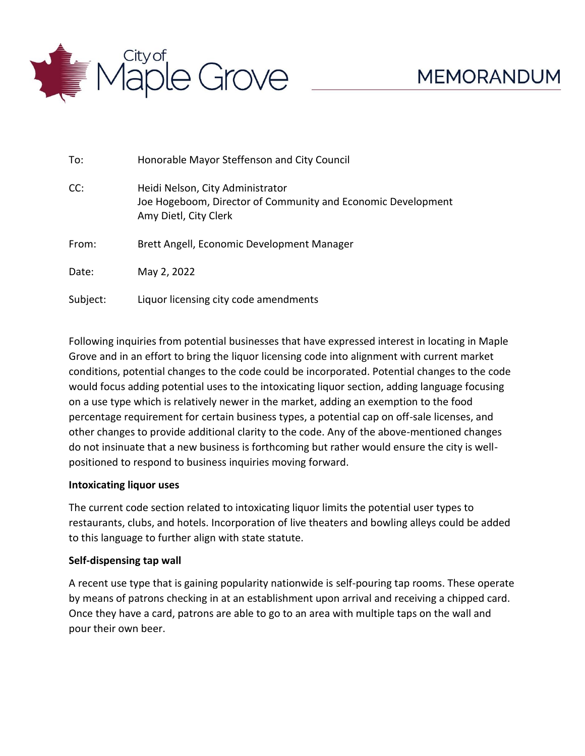# MEMORANDUM

| | |
|---|---|
| To: | Honorable Mayor Steffenson and City Council |
| CC: | Heidi Nelson, City Administrator<br>Joe Hogeboom, Director of Community and Economic Development<br>Amy Dietl, City Clerk |
| From: | Brett Angell, Economic Development Manager |
| Date: | May 2, 2022 |
| Subject: | Liquor licensing city code amendments |

Following inquiries from potential businesses that have expressed interest in locating in Maple Grove and in an effort to bring the liquor licensing code into alignment with current market conditions, potential changes to the code could be incorporated. Potential changes to the code would focus adding potential uses to the intoxicating liquor section, adding language focusing on a use type which is relatively newer in the market, adding an exemption to the food percentage requirement for certain business types, a potential cap on off-sale licenses, and other changes to provide additional clarity to the code. Any of the above-mentioned changes do not insinuate that a new business is forthcoming but rather would ensure the city is well-positioned to respond to business inquiries moving forward.

**Intoxicating liquor uses**

The current code section related to intoxicating liquor limits the potential user types to restaurants, clubs, and hotels. Incorporation of live theaters and bowling alleys could be added to this language to further align with state statute.

**Self-dispensing tap wall**

A recent use type that is gaining popularity nationwide is self-pouring tap rooms. These operate by means of patrons checking in at an establishment upon arrival and receiving a chipped card. Once they have a card, patrons are able to go to an area with multiple taps on the wall and pour their own beer.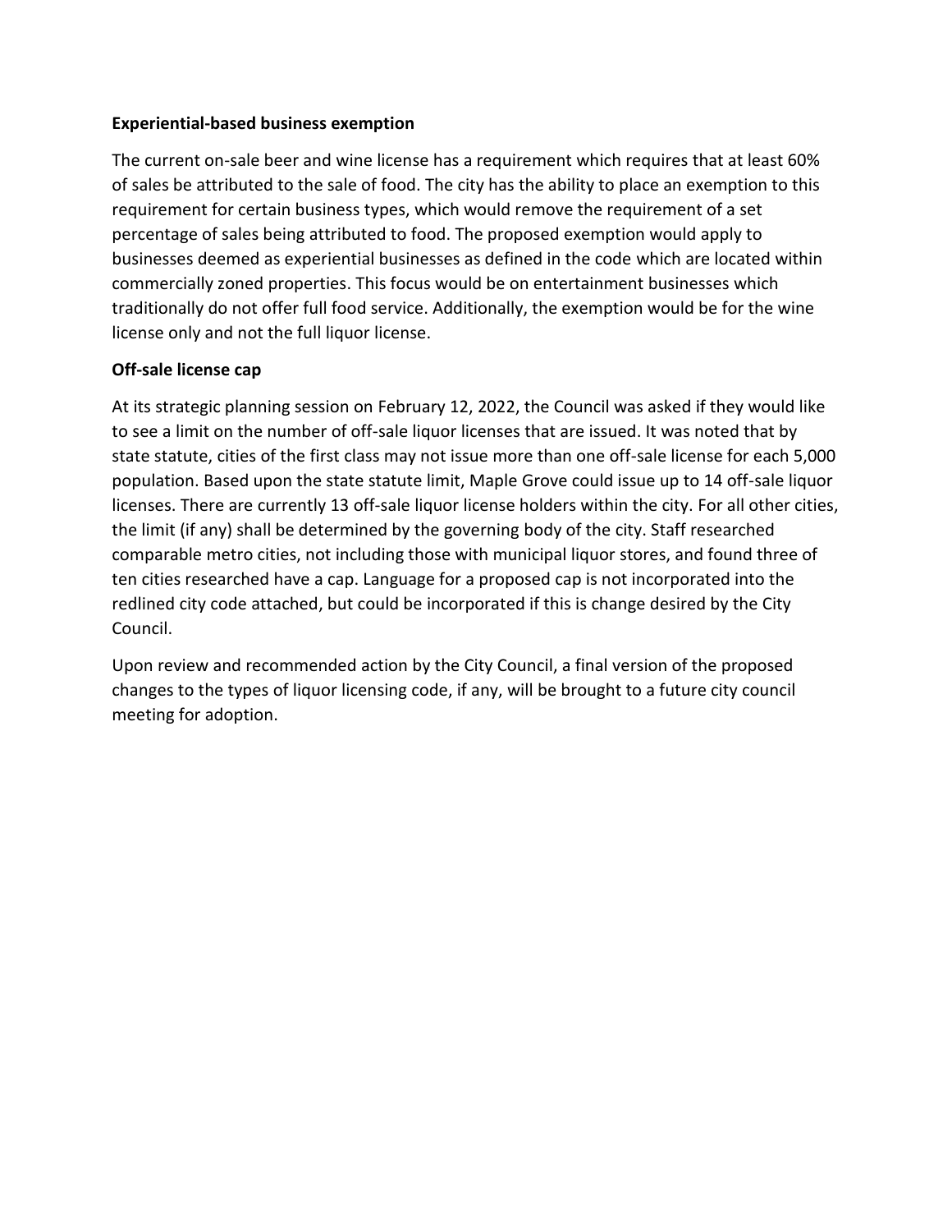**Experiential-based business exemption**

The current on-sale beer and wine license has a requirement which requires that at least 60% of sales be attributed to the sale of food. The city has the ability to place an exemption to this requirement for certain business types, which would remove the requirement of a set percentage of sales being attributed to food. The proposed exemption would apply to businesses deemed as experiential businesses as defined in the code which are located within commercially zoned properties. This focus would be on entertainment businesses which traditionally do not offer full food service. Additionally, the exemption would be for the wine license only and not the full liquor license.

**Off-sale license cap**

At its strategic planning session on February 12, 2022, the Council was asked if they would like to see a limit on the number of off-sale liquor licenses that are issued. It was noted that by state statute, cities of the first class may not issue more than one off-sale license for each 5,000 population. Based upon the state statute limit, Maple Grove could issue up to 14 off-sale liquor licenses. There are currently 13 off-sale liquor license holders within the city. For all other cities, the limit (if any) shall be determined by the governing body of the city. Staff researched comparable metro cities, not including those with municipal liquor stores, and found three of ten cities researched have a cap. Language for a proposed cap is not incorporated into the redlined city code attached, but could be incorporated if this is change desired by the City Council.

Upon review and recommended action by the City Council, a final version of the proposed changes to the types of liquor licensing code, if any, will be brought to a future city council meeting for adoption.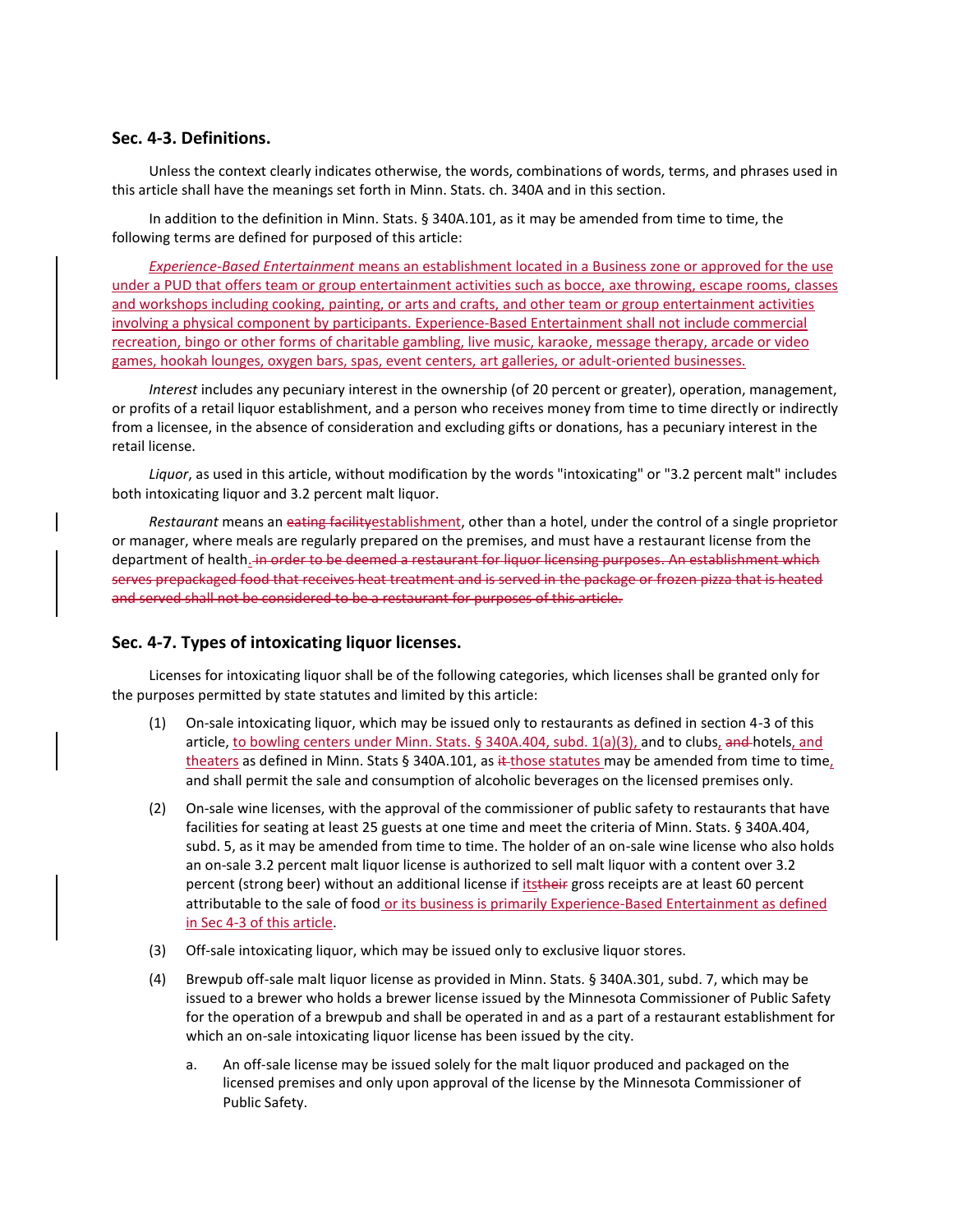## Sec. 4-3. Definitions.

Unless the context clearly indicates otherwise, the words, combinations of words, terms, and phrases used in this article shall have the meanings set forth in Minn. Stats. ch. 340A and in this section.

In addition to the definition in Minn. Stats. § 340A.101, as it may be amended from time to time, the following terms are defined for purposed of this article:

*Experience-Based Entertainment* means an establishment located in a Business zone or approved for the use under a PUD that offers team or group entertainment activities such as bocce, axe throwing, escape rooms, classes and workshops including cooking, painting, or arts and crafts, and other team or group entertainment activities involving a physical component by participants. Experience-Based Entertainment shall not include commercial recreation, bingo or other forms of charitable gambling, live music, karaoke, message therapy, arcade or video games, hookah lounges, oxygen bars, spas, event centers, art galleries, or adult-oriented businesses.

*Interest* includes any pecuniary interest in the ownership (of 20 percent or greater), operation, management, or profits of a retail liquor establishment, and a person who receives money from time to time directly or indirectly from a licensee, in the absence of consideration and excluding gifts or donations, has a pecuniary interest in the retail license.

*Liquor*, as used in this article, without modification by the words "intoxicating" or "3.2 percent malt" includes both intoxicating liquor and 3.2 percent malt liquor.

*Restaurant* means an ~~eating facility~~establishment, other than a hotel, under the control of a single proprietor or manager, where meals are regularly prepared on the premises, and must have a restaurant license from the department of health. ~~in order to be deemed a restaurant for liquor licensing purposes. An establishment which serves prepackaged food that receives heat treatment and is served in the package or frozen pizza that is heated and served shall not be considered to be a restaurant for purposes of this article.~~

## Sec. 4-7. Types of intoxicating liquor licenses.

Licenses for intoxicating liquor shall be of the following categories, which licenses shall be granted only for the purposes permitted by state statutes and limited by this article:

(1) On-sale intoxicating liquor, which may be issued only to restaurants as defined in section 4-3 of this article, to bowling centers under Minn. Stats. § 340A.404, subd. 1(a)(3), and to clubs, ~~and~~ hotels, and theaters as defined in Minn. Stats § 340A.101, as ~~it~~ those statutes may be amended from time to time, and shall permit the sale and consumption of alcoholic beverages on the licensed premises only.

(2) On-sale wine licenses, with the approval of the commissioner of public safety to restaurants that have facilities for seating at least 25 guests at one time and meet the criteria of Minn. Stats. § 340A.404, subd. 5, as it may be amended from time to time. The holder of an on-sale wine license who also holds an on-sale 3.2 percent malt liquor license is authorized to sell malt liquor with a content over 3.2 percent (strong beer) without an additional license if its~~their~~ gross receipts are at least 60 percent attributable to the sale of food or its business is primarily Experience-Based Entertainment as defined in Sec 4-3 of this article.

(3) Off-sale intoxicating liquor, which may be issued only to exclusive liquor stores.

(4) Brewpub off-sale malt liquor license as provided in Minn. Stats. § 340A.301, subd. 7, which may be issued to a brewer who holds a brewer license issued by the Minnesota Commissioner of Public Safety for the operation of a brewpub and shall be operated in and as a part of a restaurant establishment for which an on-sale intoxicating liquor license has been issued by the city.

  a. An off-sale license may be issued solely for the malt liquor produced and packaged on the licensed premises and only upon approval of the license by the Minnesota Commissioner of Public Safety.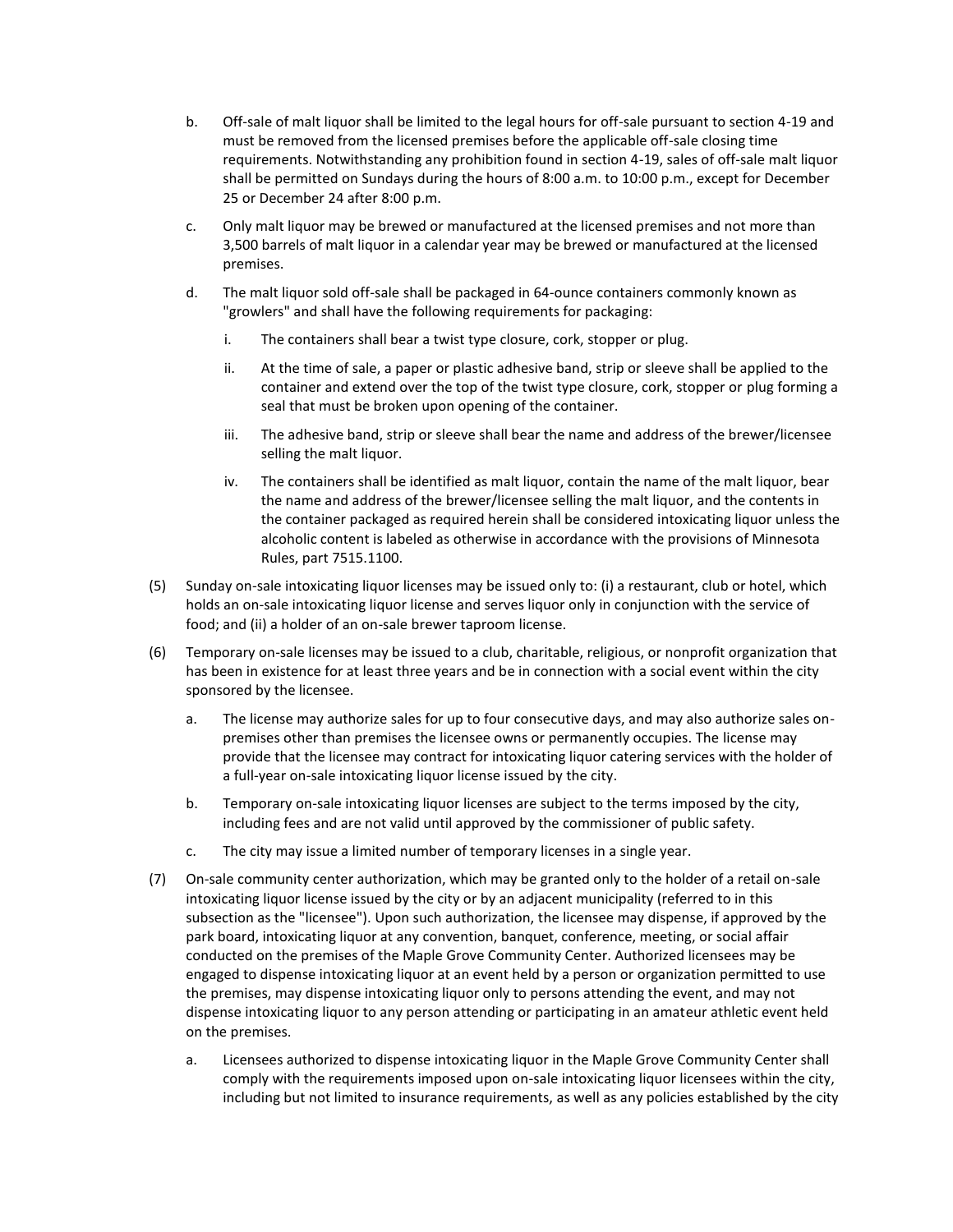b. Off-sale of malt liquor shall be limited to the legal hours for off-sale pursuant to section 4-19 and must be removed from the licensed premises before the applicable off-sale closing time requirements. Notwithstanding any prohibition found in section 4-19, sales of off-sale malt liquor shall be permitted on Sundays during the hours of 8:00 a.m. to 10:00 p.m., except for December 25 or December 24 after 8:00 p.m.

c. Only malt liquor may be brewed or manufactured at the licensed premises and not more than 3,500 barrels of malt liquor in a calendar year may be brewed or manufactured at the licensed premises.

d. The malt liquor sold off-sale shall be packaged in 64-ounce containers commonly known as "growlers" and shall have the following requirements for packaging:

   i. The containers shall bear a twist type closure, cork, stopper or plug.

   ii. At the time of sale, a paper or plastic adhesive band, strip or sleeve shall be applied to the container and extend over the top of the twist type closure, cork, stopper or plug forming a seal that must be broken upon opening of the container.

   iii. The adhesive band, strip or sleeve shall bear the name and address of the brewer/licensee selling the malt liquor.

   iv. The containers shall be identified as malt liquor, contain the name of the malt liquor, bear the name and address of the brewer/licensee selling the malt liquor, and the contents in the container packaged as required herein shall be considered intoxicating liquor unless the alcoholic content is labeled as otherwise in accordance with the provisions of Minnesota Rules, part 7515.1100.

(5) Sunday on-sale intoxicating liquor licenses may be issued only to: (i) a restaurant, club or hotel, which holds an on-sale intoxicating liquor license and serves liquor only in conjunction with the service of food; and (ii) a holder of an on-sale brewer taproom license.

(6) Temporary on-sale licenses may be issued to a club, charitable, religious, or nonprofit organization that has been in existence for at least three years and be in connection with a social event within the city sponsored by the licensee.

a. The license may authorize sales for up to four consecutive days, and may also authorize sales on-premises other than premises the licensee owns or permanently occupies. The license may provide that the licensee may contract for intoxicating liquor catering services with the holder of a full-year on-sale intoxicating liquor license issued by the city.

b. Temporary on-sale intoxicating liquor licenses are subject to the terms imposed by the city, including fees and are not valid until approved by the commissioner of public safety.

c. The city may issue a limited number of temporary licenses in a single year.

(7) On-sale community center authorization, which may be granted only to the holder of a retail on-sale intoxicating liquor license issued by the city or by an adjacent municipality (referred to in this subsection as the "licensee"). Upon such authorization, the licensee may dispense, if approved by the park board, intoxicating liquor at any convention, banquet, conference, meeting, or social affair conducted on the premises of the Maple Grove Community Center. Authorized licensees may be engaged to dispense intoxicating liquor at an event held by a person or organization permitted to use the premises, may dispense intoxicating liquor only to persons attending the event, and may not dispense intoxicating liquor to any person attending or participating in an amateur athletic event held on the premises.

a. Licensees authorized to dispense intoxicating liquor in the Maple Grove Community Center shall comply with the requirements imposed upon on-sale intoxicating liquor licensees within the city, including but not limited to insurance requirements, as well as any policies established by the city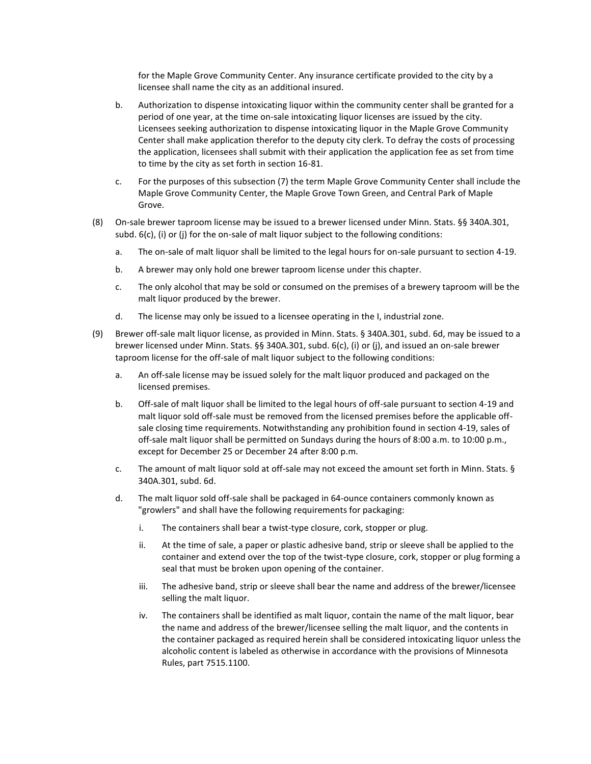for the Maple Grove Community Center. Any insurance certificate provided to the city by a licensee shall name the city as an additional insured.

b. Authorization to dispense intoxicating liquor within the community center shall be granted for a period of one year, at the time on-sale intoxicating liquor licenses are issued by the city. Licensees seeking authorization to dispense intoxicating liquor in the Maple Grove Community Center shall make application therefor to the deputy city clerk. To defray the costs of processing the application, licensees shall submit with their application the application fee as set from time to time by the city as set forth in section 16-81.

c. For the purposes of this subsection (7) the term Maple Grove Community Center shall include the Maple Grove Community Center, the Maple Grove Town Green, and Central Park of Maple Grove.

(8) On-sale brewer taproom license may be issued to a brewer licensed under Minn. Stats. §§ 340A.301, subd. 6(c), (i) or (j) for the on-sale of malt liquor subject to the following conditions:

a. The on-sale of malt liquor shall be limited to the legal hours for on-sale pursuant to section 4-19.

b. A brewer may only hold one brewer taproom license under this chapter.

c. The only alcohol that may be sold or consumed on the premises of a brewery taproom will be the malt liquor produced by the brewer.

d. The license may only be issued to a licensee operating in the I, industrial zone.

(9) Brewer off-sale malt liquor license, as provided in Minn. Stats. § 340A.301, subd. 6d, may be issued to a brewer licensed under Minn. Stats. §§ 340A.301, subd. 6(c), (i) or (j), and issued an on-sale brewer taproom license for the off-sale of malt liquor subject to the following conditions:

a. An off-sale license may be issued solely for the malt liquor produced and packaged on the licensed premises.

b. Off-sale of malt liquor shall be limited to the legal hours of off-sale pursuant to section 4-19 and malt liquor sold off-sale must be removed from the licensed premises before the applicable off-sale closing time requirements. Notwithstanding any prohibition found in section 4-19, sales of off-sale malt liquor shall be permitted on Sundays during the hours of 8:00 a.m. to 10:00 p.m., except for December 25 or December 24 after 8:00 p.m.

c. The amount of malt liquor sold at off-sale may not exceed the amount set forth in Minn. Stats. § 340A.301, subd. 6d.

d. The malt liquor sold off-sale shall be packaged in 64-ounce containers commonly known as "growlers" and shall have the following requirements for packaging:

i. The containers shall bear a twist-type closure, cork, stopper or plug.

ii. At the time of sale, a paper or plastic adhesive band, strip or sleeve shall be applied to the container and extend over the top of the twist-type closure, cork, stopper or plug forming a seal that must be broken upon opening of the container.

iii. The adhesive band, strip or sleeve shall bear the name and address of the brewer/licensee selling the malt liquor.

iv. The containers shall be identified as malt liquor, contain the name of the malt liquor, bear the name and address of the brewer/licensee selling the malt liquor, and the contents in the container packaged as required herein shall be considered intoxicating liquor unless the alcoholic content is labeled as otherwise in accordance with the provisions of Minnesota Rules, part 7515.1100.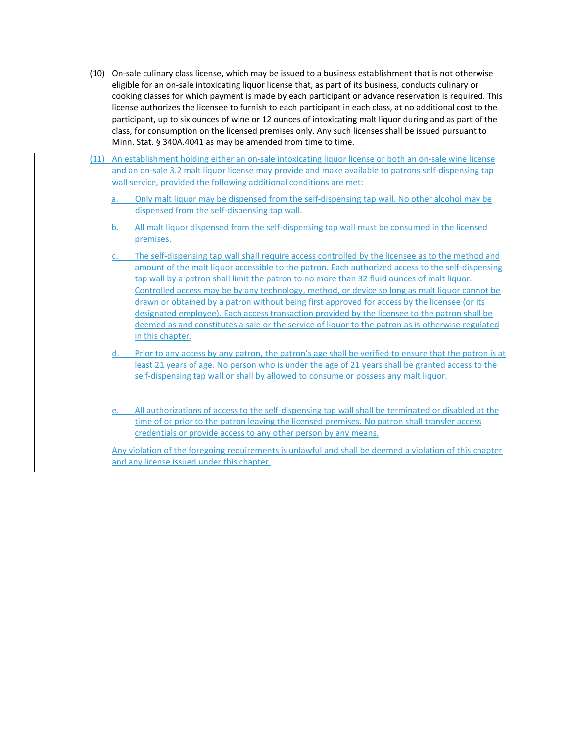(10) On-sale culinary class license, which may be issued to a business establishment that is not otherwise eligible for an on-sale intoxicating liquor license that, as part of its business, conducts culinary or cooking classes for which payment is made by each participant or advance reservation is required. This license authorizes the licensee to furnish to each participant in each class, at no additional cost to the participant, up to six ounces of wine or 12 ounces of intoxicating malt liquor during and as part of the class, for consumption on the licensed premises only. Any such licenses shall be issued pursuant to Minn. Stat. § 340A.4041 as may be amended from time to time.

(11) An establishment holding either an on-sale intoxicating liquor license or both an on-sale wine license and an on-sale 3.2 malt liquor license may provide and make available to patrons self-dispensing tap wall service, provided the following additional conditions are met:

a. Only malt liquor may be dispensed from the self-dispensing tap wall. No other alcohol may be dispensed from the self-dispensing tap wall.

b. All malt liquor dispensed from the self-dispensing tap wall must be consumed in the licensed premises.

c. The self-dispensing tap wall shall require access controlled by the licensee as to the method and amount of the malt liquor accessible to the patron. Each authorized access to the self-dispensing tap wall by a patron shall limit the patron to no more than 32 fluid ounces of malt liquor. Controlled access may be by any technology, method, or device so long as malt liquor cannot be drawn or obtained by a patron without being first approved for access by the licensee (or its designated employee). Each access transaction provided by the licensee to the patron shall be deemed as and constitutes a sale or the service of liquor to the patron as is otherwise regulated in this chapter.

d. Prior to any access by any patron, the patron's age shall be verified to ensure that the patron is at least 21 years of age. No person who is under the age of 21 years shall be granted access to the self-dispensing tap wall or shall by allowed to consume or possess any malt liquor.

e. All authorizations of access to the self-dispensing tap wall shall be terminated or disabled at the time of or prior to the patron leaving the licensed premises. No patron shall transfer access credentials or provide access to any other person by any means.

Any violation of the foregoing requirements is unlawful and shall be deemed a violation of this chapter and any license issued under this chapter.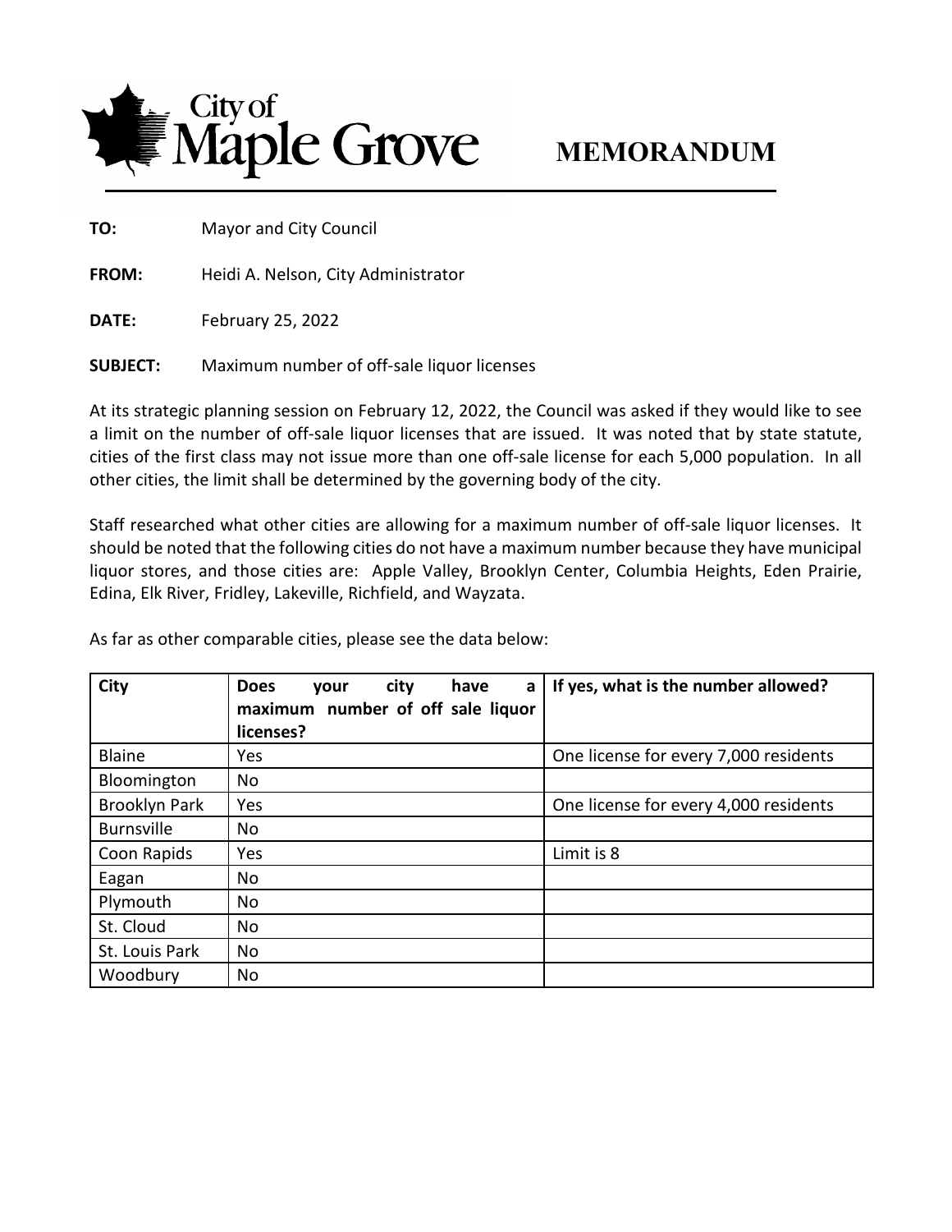# City of Maple Grove

# MEMORANDUM

**TO:** Mayor and City Council

**FROM:** Heidi A. Nelson, City Administrator

**DATE:** February 25, 2022

**SUBJECT:** Maximum number of off-sale liquor licenses

At its strategic planning session on February 12, 2022, the Council was asked if they would like to see a limit on the number of off-sale liquor licenses that are issued. It was noted that by state statute, cities of the first class may not issue more than one off-sale license for each 5,000 population. In all other cities, the limit shall be determined by the governing body of the city.

Staff researched what other cities are allowing for a maximum number of off-sale liquor licenses. It should be noted that the following cities do not have a maximum number because they have municipal liquor stores, and those cities are: Apple Valley, Brooklyn Center, Columbia Heights, Eden Prairie, Edina, Elk River, Fridley, Lakeville, Richfield, and Wayzata.

As far as other comparable cities, please see the data below:

| City | Does your city have a maximum number of off sale liquor licenses? | If yes, what is the number allowed? |
|---|---|---|
| Blaine | Yes | One license for every 7,000 residents |
| Bloomington | No | |
| Brooklyn Park | Yes | One license for every 4,000 residents |
| Burnsville | No | |
| Coon Rapids | Yes | Limit is 8 |
| Eagan | No | |
| Plymouth | No | |
| St. Cloud | No | |
| St. Louis Park | No | |
| Woodbury | No | |